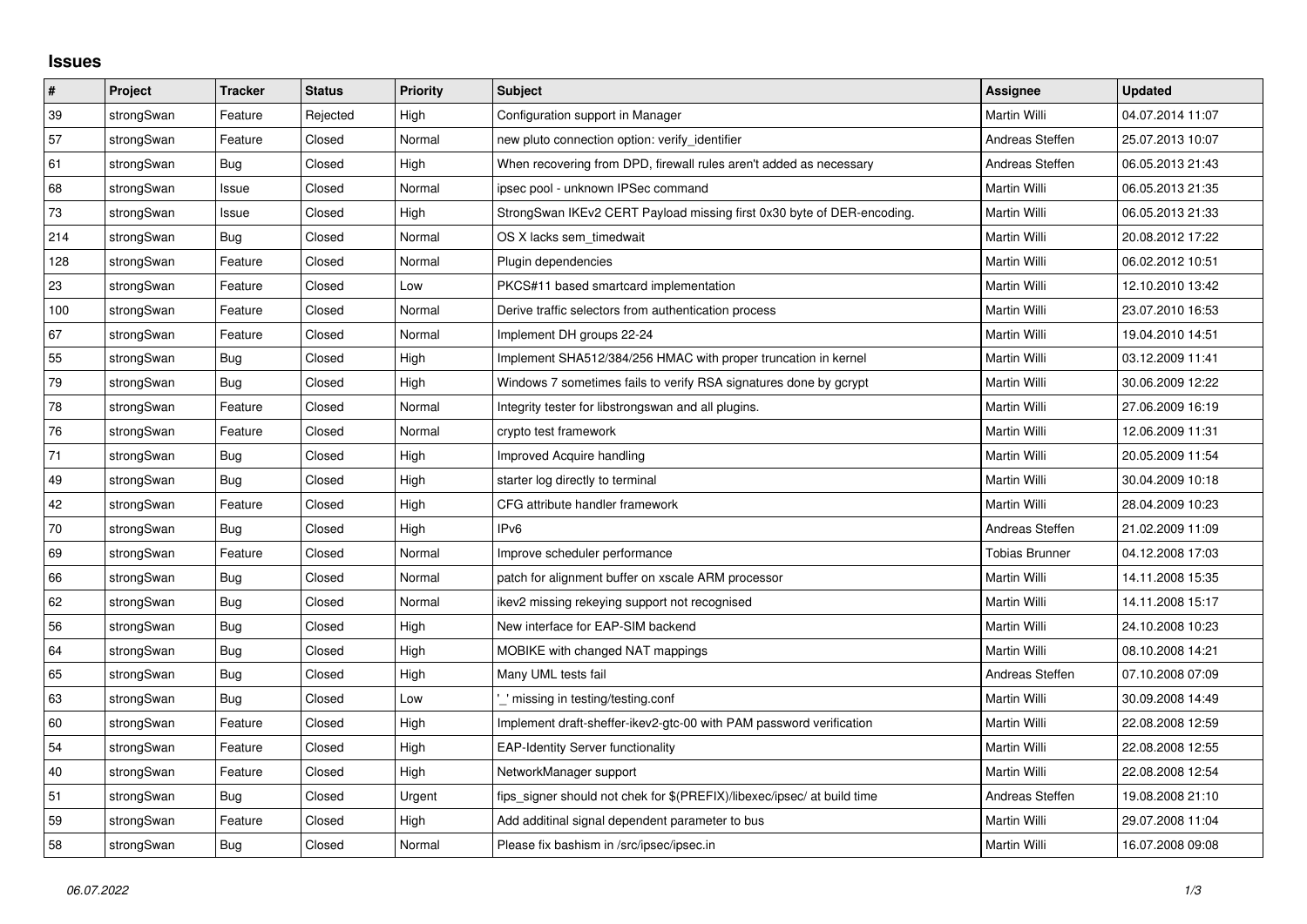# Issues

| # | Project | Tracker | Status | Priority | Subject | Assignee | Updated |
|---|---|---|---|---|---|---|---|
| 39 | strongSwan | Feature | Rejected | High | Configuration support in Manager | Martin Willi | 04.07.2014 11:07 |
| 57 | strongSwan | Feature | Closed | Normal | new pluto connection option: verify_identifier | Andreas Steffen | 25.07.2013 10:07 |
| 61 | strongSwan | Bug | Closed | High | When recovering from DPD, firewall rules aren't added as necessary | Andreas Steffen | 06.05.2013 21:43 |
| 68 | strongSwan | Issue | Closed | Normal | ipsec pool - unknown IPSec command | Martin Willi | 06.05.2013 21:35 |
| 73 | strongSwan | Issue | Closed | High | StrongSwan IKEv2 CERT Payload missing first 0x30 byte of DER-encoding. | Martin Willi | 06.05.2013 21:33 |
| 214 | strongSwan | Bug | Closed | Normal | OS X lacks sem_timedwait | Martin Willi | 20.08.2012 17:22 |
| 128 | strongSwan | Feature | Closed | Normal | Plugin dependencies | Martin Willi | 06.02.2012 10:51 |
| 23 | strongSwan | Feature | Closed | Low | PKCS#11 based smartcard implementation | Martin Willi | 12.10.2010 13:42 |
| 100 | strongSwan | Feature | Closed | Normal | Derive traffic selectors from authentication process | Martin Willi | 23.07.2010 16:53 |
| 67 | strongSwan | Feature | Closed | Normal | Implement DH groups 22-24 | Martin Willi | 19.04.2010 14:51 |
| 55 | strongSwan | Bug | Closed | High | Implement SHA512/384/256 HMAC with proper truncation in kernel | Martin Willi | 03.12.2009 11:41 |
| 79 | strongSwan | Bug | Closed | High | Windows 7 sometimes fails to verify RSA signatures done by gcrypt | Martin Willi | 30.06.2009 12:22 |
| 78 | strongSwan | Feature | Closed | Normal | Integrity tester for libstrongswan and all plugins. | Martin Willi | 27.06.2009 16:19 |
| 76 | strongSwan | Feature | Closed | Normal | crypto test framework | Martin Willi | 12.06.2009 11:31 |
| 71 | strongSwan | Bug | Closed | High | Improved Acquire handling | Martin Willi | 20.05.2009 11:54 |
| 49 | strongSwan | Bug | Closed | High | starter log directly to terminal | Martin Willi | 30.04.2009 10:18 |
| 42 | strongSwan | Feature | Closed | High | CFG attribute handler framework | Martin Willi | 28.04.2009 10:23 |
| 70 | strongSwan | Bug | Closed | High | IPv6 | Andreas Steffen | 21.02.2009 11:09 |
| 69 | strongSwan | Feature | Closed | Normal | Improve scheduler performance | Tobias Brunner | 04.12.2008 17:03 |
| 66 | strongSwan | Bug | Closed | Normal | patch for alignment buffer on xscale ARM processor | Martin Willi | 14.11.2008 15:35 |
| 62 | strongSwan | Bug | Closed | Normal | ikev2 missing rekeying support not recognised | Martin Willi | 14.11.2008 15:17 |
| 56 | strongSwan | Bug | Closed | High | New interface for EAP-SIM backend | Martin Willi | 24.10.2008 10:23 |
| 64 | strongSwan | Bug | Closed | High | MOBIKE with changed NAT mappings | Martin Willi | 08.10.2008 14:21 |
| 65 | strongSwan | Bug | Closed | High | Many UML tests fail | Andreas Steffen | 07.10.2008 07:09 |
| 63 | strongSwan | Bug | Closed | Low | '_' missing in testing/testing.conf | Martin Willi | 30.09.2008 14:49 |
| 60 | strongSwan | Feature | Closed | High | Implement draft-sheffer-ikev2-gtc-00 with PAM password verification | Martin Willi | 22.08.2008 12:59 |
| 54 | strongSwan | Feature | Closed | High | EAP-Identity Server functionality | Martin Willi | 22.08.2008 12:55 |
| 40 | strongSwan | Feature | Closed | High | NetworkManager support | Martin Willi | 22.08.2008 12:54 |
| 51 | strongSwan | Bug | Closed | Urgent | fips_signer should not chek for $(PREFIX)/libexec/ipsec/ at build time | Andreas Steffen | 19.08.2008 21:10 |
| 59 | strongSwan | Feature | Closed | High | Add additinal signal dependent parameter to bus | Martin Willi | 29.07.2008 11:04 |
| 58 | strongSwan | Bug | Closed | Normal | Please fix bashism in /src/ipsec/ipsec.in | Martin Willi | 16.07.2008 09:08 |

*06.07.2022*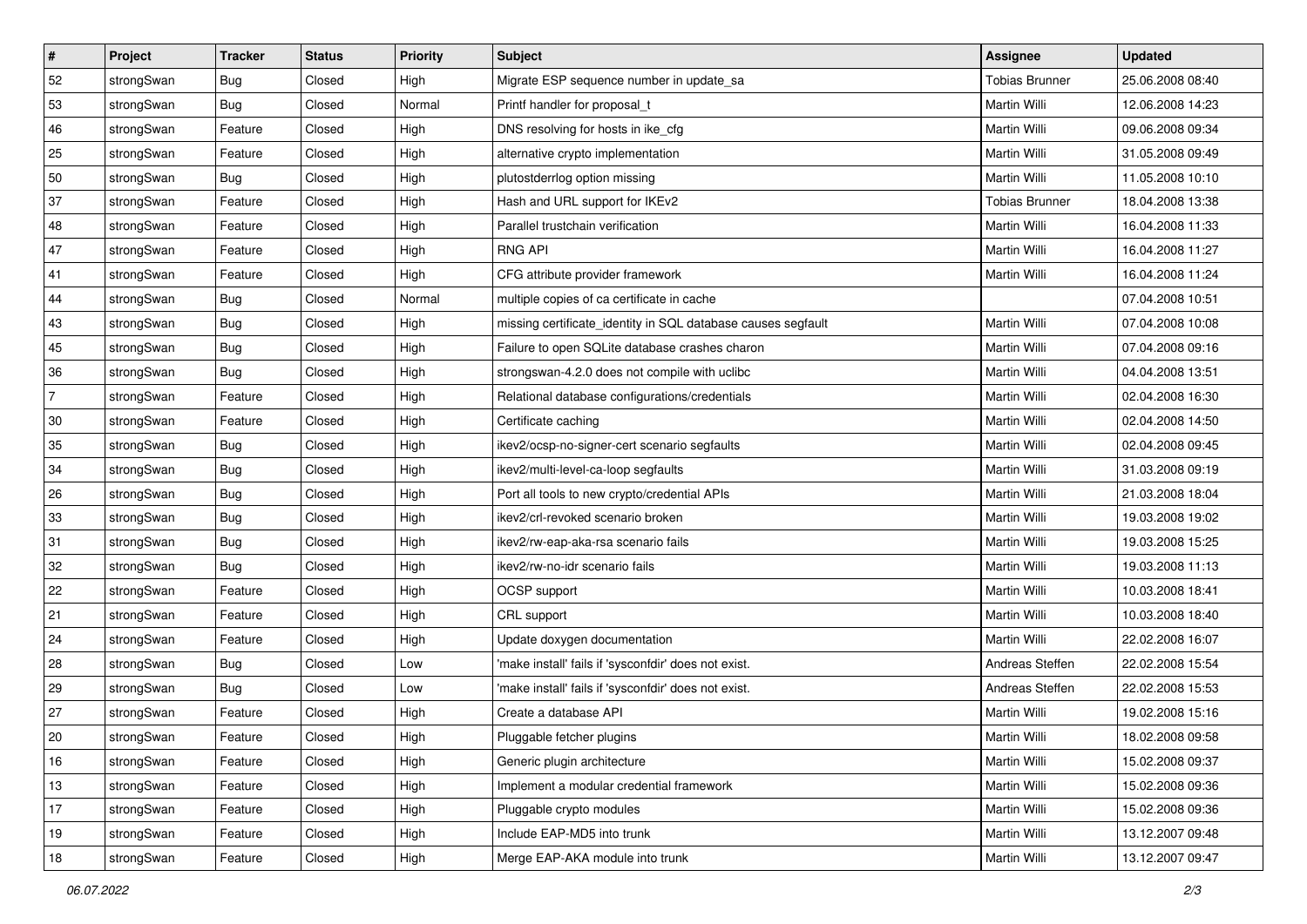| # | Project | Tracker | Status | Priority | Subject | Assignee | Updated |
|---|---|---|---|---|---|---|---|
| 52 | strongSwan | Bug | Closed | High | Migrate ESP sequence number in update_sa | Tobias Brunner | 25.06.2008 08:40 |
| 53 | strongSwan | Bug | Closed | Normal | Printf handler for proposal_t | Martin Willi | 12.06.2008 14:23 |
| 46 | strongSwan | Feature | Closed | High | DNS resolving for hosts in ike_cfg | Martin Willi | 09.06.2008 09:34 |
| 25 | strongSwan | Feature | Closed | High | alternative crypto implementation | Martin Willi | 31.05.2008 09:49 |
| 50 | strongSwan | Bug | Closed | High | plutostderrlog option missing | Martin Willi | 11.05.2008 10:10 |
| 37 | strongSwan | Feature | Closed | High | Hash and URL support for IKEv2 | Tobias Brunner | 18.04.2008 13:38 |
| 48 | strongSwan | Feature | Closed | High | Parallel trustchain verification | Martin Willi | 16.04.2008 11:33 |
| 47 | strongSwan | Feature | Closed | High | RNG API | Martin Willi | 16.04.2008 11:27 |
| 41 | strongSwan | Feature | Closed | High | CFG attribute provider framework | Martin Willi | 16.04.2008 11:24 |
| 44 | strongSwan | Bug | Closed | Normal | multiple copies of ca certificate in cache | | 07.04.2008 10:51 |
| 43 | strongSwan | Bug | Closed | High | missing certificate_identity in SQL database causes segfault | Martin Willi | 07.04.2008 10:08 |
| 45 | strongSwan | Bug | Closed | High | Failure to open SQLite database crashes charon | Martin Willi | 07.04.2008 09:16 |
| 36 | strongSwan | Bug | Closed | High | strongswan-4.2.0 does not compile with uclibc | Martin Willi | 04.04.2008 13:51 |
| 7 | strongSwan | Feature | Closed | High | Relational database configurations/credentials | Martin Willi | 02.04.2008 16:30 |
| 30 | strongSwan | Feature | Closed | High | Certificate caching | Martin Willi | 02.04.2008 14:50 |
| 35 | strongSwan | Bug | Closed | High | ikev2/ocsp-no-signer-cert scenario segfaults | Martin Willi | 02.04.2008 09:45 |
| 34 | strongSwan | Bug | Closed | High | ikev2/multi-level-ca-loop segfaults | Martin Willi | 31.03.2008 09:19 |
| 26 | strongSwan | Bug | Closed | High | Port all tools to new crypto/credential APIs | Martin Willi | 21.03.2008 18:04 |
| 33 | strongSwan | Bug | Closed | High | ikev2/crl-revoked scenario broken | Martin Willi | 19.03.2008 19:02 |
| 31 | strongSwan | Bug | Closed | High | ikev2/rw-eap-aka-rsa scenario fails | Martin Willi | 19.03.2008 15:25 |
| 32 | strongSwan | Bug | Closed | High | ikev2/rw-no-idr scenario fails | Martin Willi | 19.03.2008 11:13 |
| 22 | strongSwan | Feature | Closed | High | OCSP support | Martin Willi | 10.03.2008 18:41 |
| 21 | strongSwan | Feature | Closed | High | CRL support | Martin Willi | 10.03.2008 18:40 |
| 24 | strongSwan | Feature | Closed | High | Update doxygen documentation | Martin Willi | 22.02.2008 16:07 |
| 28 | strongSwan | Bug | Closed | Low | 'make install' fails if 'sysconfdir' does not exist. | Andreas Steffen | 22.02.2008 15:54 |
| 29 | strongSwan | Bug | Closed | Low | 'make install' fails if 'sysconfdir' does not exist. | Andreas Steffen | 22.02.2008 15:53 |
| 27 | strongSwan | Feature | Closed | High | Create a database API | Martin Willi | 19.02.2008 15:16 |
| 20 | strongSwan | Feature | Closed | High | Pluggable fetcher plugins | Martin Willi | 18.02.2008 09:58 |
| 16 | strongSwan | Feature | Closed | High | Generic plugin architecture | Martin Willi | 15.02.2008 09:37 |
| 13 | strongSwan | Feature | Closed | High | Implement a modular credential framework | Martin Willi | 15.02.2008 09:36 |
| 17 | strongSwan | Feature | Closed | High | Pluggable crypto modules | Martin Willi | 15.02.2008 09:36 |
| 19 | strongSwan | Feature | Closed | High | Include EAP-MD5 into trunk | Martin Willi | 13.12.2007 09:48 |
| 18 | strongSwan | Feature | Closed | High | Merge EAP-AKA module into trunk | Martin Willi | 13.12.2007 09:47 |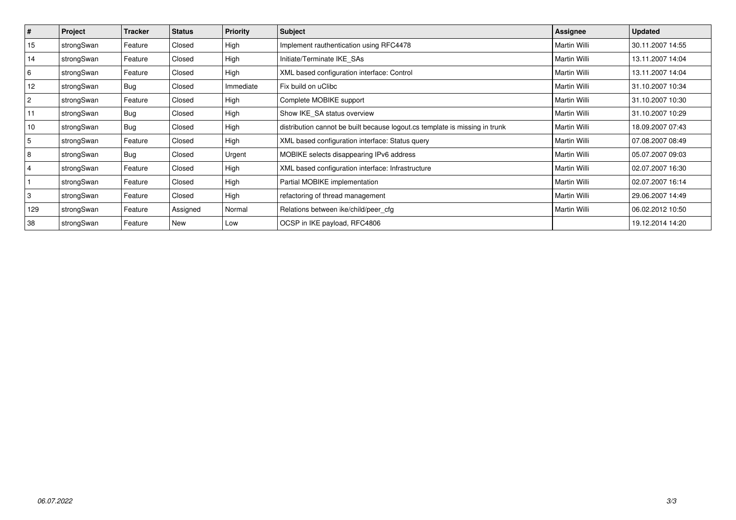| # | Project | Tracker | Status | Priority | Subject | Assignee | Updated |
|---|---|---|---|---|---|---|---|
| 15 | strongSwan | Feature | Closed | High | Implement rauthentication using RFC4478 | Martin Willi | 30.11.2007 14:55 |
| 14 | strongSwan | Feature | Closed | High | Initiate/Terminate IKE_SAs | Martin Willi | 13.11.2007 14:04 |
| 6 | strongSwan | Feature | Closed | High | XML based configuration interface: Control | Martin Willi | 13.11.2007 14:04 |
| 12 | strongSwan | Bug | Closed | Immediate | Fix build on uClibc | Martin Willi | 31.10.2007 10:34 |
| 2 | strongSwan | Feature | Closed | High | Complete MOBIKE support | Martin Willi | 31.10.2007 10:30 |
| 11 | strongSwan | Bug | Closed | High | Show IKE_SA status overview | Martin Willi | 31.10.2007 10:29 |
| 10 | strongSwan | Bug | Closed | High | distribution cannot be built because logout.cs template is missing in trunk | Martin Willi | 18.09.2007 07:43 |
| 5 | strongSwan | Feature | Closed | High | XML based configuration interface: Status query | Martin Willi | 07.08.2007 08:49 |
| 8 | strongSwan | Bug | Closed | Urgent | MOBIKE selects disappearing IPv6 address | Martin Willi | 05.07.2007 09:03 |
| 4 | strongSwan | Feature | Closed | High | XML based configuration interface: Infrastructure | Martin Willi | 02.07.2007 16:30 |
| 1 | strongSwan | Feature | Closed | High | Partial MOBIKE implementation | Martin Willi | 02.07.2007 16:14 |
| 3 | strongSwan | Feature | Closed | High | refactoring of thread management | Martin Willi | 29.06.2007 14:49 |
| 129 | strongSwan | Feature | Assigned | Normal | Relations between ike/child/peer_cfg | Martin Willi | 06.02.2012 10:50 |
| 38 | strongSwan | Feature | New | Low | OCSP in IKE payload, RFC4806 | | 19.12.2014 14:20 |